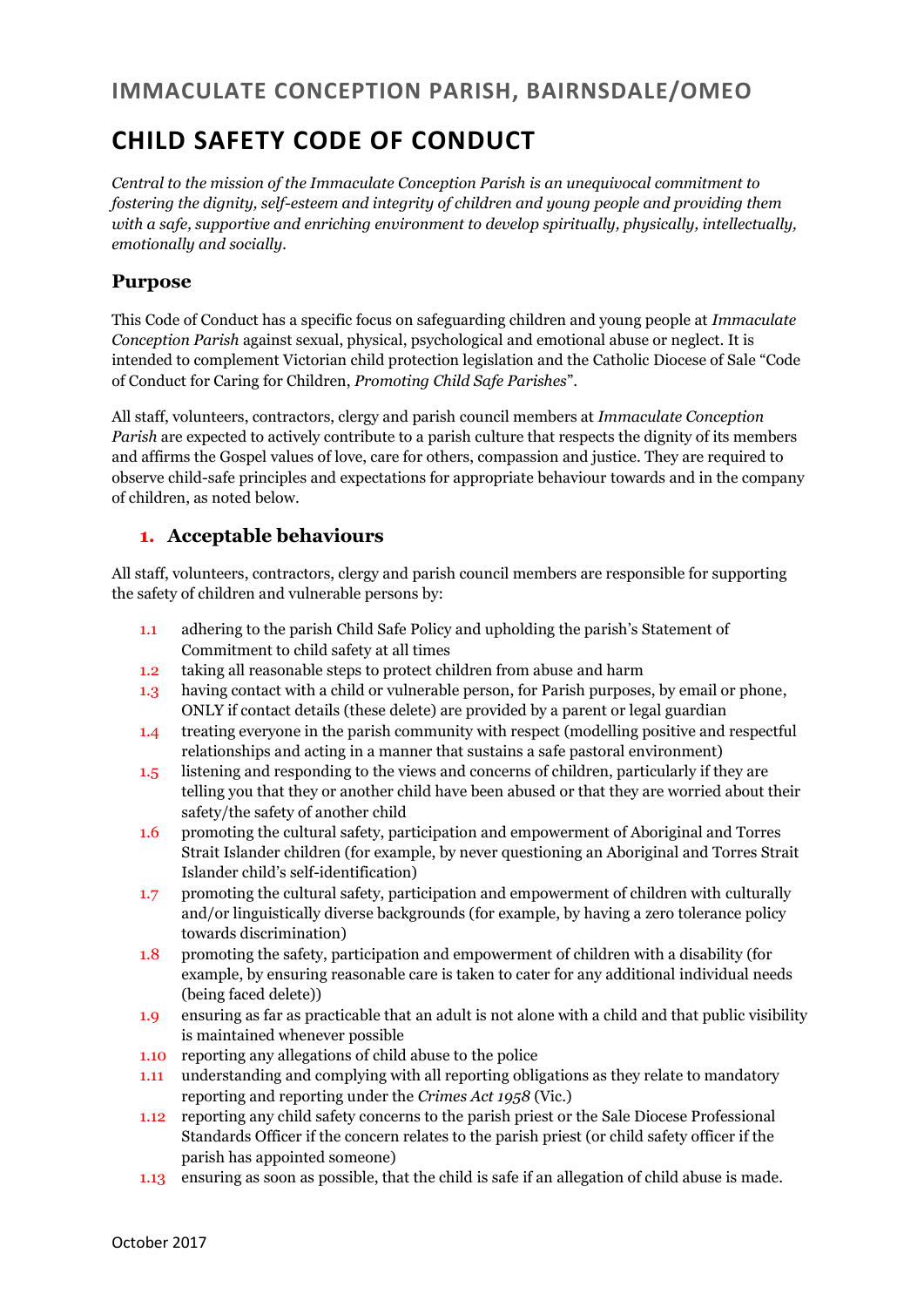## IMMACULATE CONCEPTION PARISH, BAIRNSDALE/OMEO

# CHILD SAFETY CODE OF CONDUCT

*Central to the mission of the Immaculate Conception Parish is an unequivocal commitment to fostering the dignity, self-esteem and integrity of children and young people and providing them with a safe, supportive and enriching environment to develop spiritually, physically, intellectually, emotionally and socially.*

### Purpose

This Code of Conduct has a specific focus on safeguarding children and young people at *Immaculate Conception Parish* against sexual, physical, psychological and emotional abuse or neglect. It is intended to complement Victorian child protection legislation and the Catholic Diocese of Sale "Code of Conduct for Caring for Children, *Promoting Child Safe Parishes*".

All staff, volunteers, contractors, clergy and parish council members at *Immaculate Conception Parish* are expected to actively contribute to a parish culture that respects the dignity of its members and affirms the Gospel values of love, care for others, compassion and justice. They are required to observe child-safe principles and expectations for appropriate behaviour towards and in the company of children, as noted below.

### 1. Acceptable behaviours

All staff, volunteers, contractors, clergy and parish council members are responsible for supporting the safety of children and vulnerable persons by:

- 1.1 adhering to the parish Child Safe Policy and upholding the parish's Statement of Commitment to child safety at all times
- 1.2 taking all reasonable steps to protect children from abuse and harm
- 1.3 having contact with a child or vulnerable person, for Parish purposes, by email or phone, ONLY if contact details (these delete) are provided by a parent or legal guardian
- 1.4 treating everyone in the parish community with respect (modelling positive and respectful relationships and acting in a manner that sustains a safe pastoral environment)
- 1.5 listening and responding to the views and concerns of children, particularly if they are telling you that they or another child have been abused or that they are worried about their safety/the safety of another child
- 1.6 promoting the cultural safety, participation and empowerment of Aboriginal and Torres Strait Islander children (for example, by never questioning an Aboriginal and Torres Strait Islander child's self-identification)
- 1.7 promoting the cultural safety, participation and empowerment of children with culturally and/or linguistically diverse backgrounds (for example, by having a zero tolerance policy towards discrimination)
- 1.8 promoting the safety, participation and empowerment of children with a disability (for example, by ensuring reasonable care is taken to cater for any additional individual needs (being faced delete))
- 1.9 ensuring as far as practicable that an adult is not alone with a child and that public visibility is maintained whenever possible
- 1.10 reporting any allegations of child abuse to the police
- 1.11 understanding and complying with all reporting obligations as they relate to mandatory reporting and reporting under the *Crimes Act 1958* (Vic.)
- 1.12 reporting any child safety concerns to the parish priest or the Sale Diocese Professional Standards Officer if the concern relates to the parish priest (or child safety officer if the parish has appointed someone)
- 1.13 ensuring as soon as possible, that the child is safe if an allegation of child abuse is made.

October 2017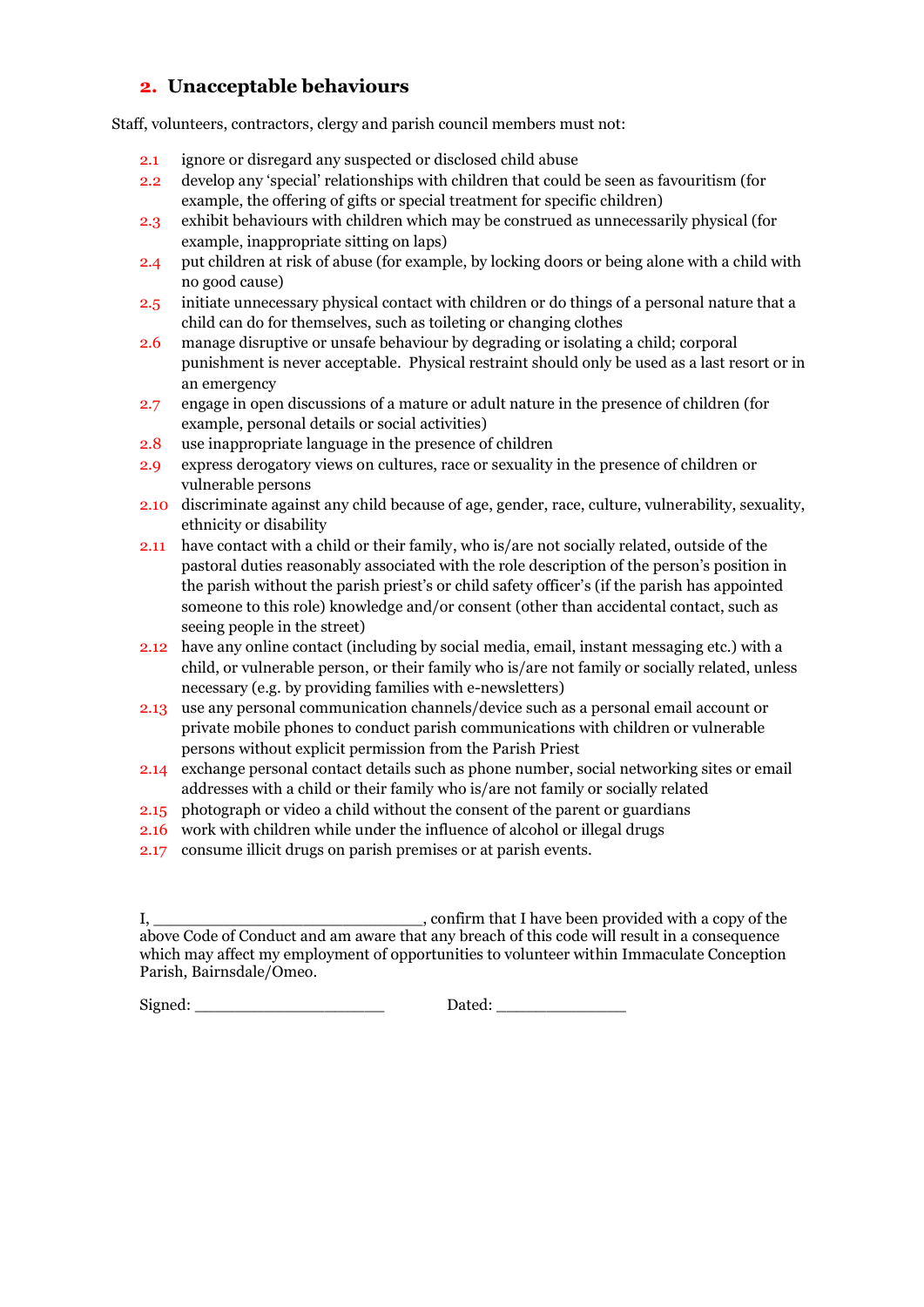## 2. Unacceptable behaviours

Staff, volunteers, contractors, clergy and parish council members must not:

2.1 ignore or disregard any suspected or disclosed child abuse

2.2 develop any 'special' relationships with children that could be seen as favouritism (for example, the offering of gifts or special treatment for specific children)

2.3 exhibit behaviours with children which may be construed as unnecessarily physical (for example, inappropriate sitting on laps)

2.4 put children at risk of abuse (for example, by locking doors or being alone with a child with no good cause)

2.5 initiate unnecessary physical contact with children or do things of a personal nature that a child can do for themselves, such as toileting or changing clothes

2.6 manage disruptive or unsafe behaviour by degrading or isolating a child; corporal punishment is never acceptable. Physical restraint should only be used as a last resort or in an emergency

2.7 engage in open discussions of a mature or adult nature in the presence of children (for example, personal details or social activities)

2.8 use inappropriate language in the presence of children

2.9 express derogatory views on cultures, race or sexuality in the presence of children or vulnerable persons

2.10 discriminate against any child because of age, gender, race, culture, vulnerability, sexuality, ethnicity or disability

2.11 have contact with a child or their family, who is/are not socially related, outside of the pastoral duties reasonably associated with the role description of the person's position in the parish without the parish priest's or child safety officer's (if the parish has appointed someone to this role) knowledge and/or consent (other than accidental contact, such as seeing people in the street)

2.12 have any online contact (including by social media, email, instant messaging etc.) with a child, or vulnerable person, or their family who is/are not family or socially related, unless necessary (e.g. by providing families with e-newsletters)

2.13 use any personal communication channels/device such as a personal email account or private mobile phones to conduct parish communications with children or vulnerable persons without explicit permission from the Parish Priest

2.14 exchange personal contact details such as phone number, social networking sites or email addresses with a child or their family who is/are not family or socially related

2.15 photograph or video a child without the consent of the parent or guardians

2.16 work with children while under the influence of alcohol or illegal drugs

2.17 consume illicit drugs on parish premises or at parish events.

I, _____________________________, confirm that I have been provided with a copy of the above Code of Conduct and am aware that any breach of this code will result in a consequence which may affect my employment of opportunities to volunteer within Immaculate Conception Parish, Bairnsdale/Omeo.

Signed: ____________________ Dated: ______________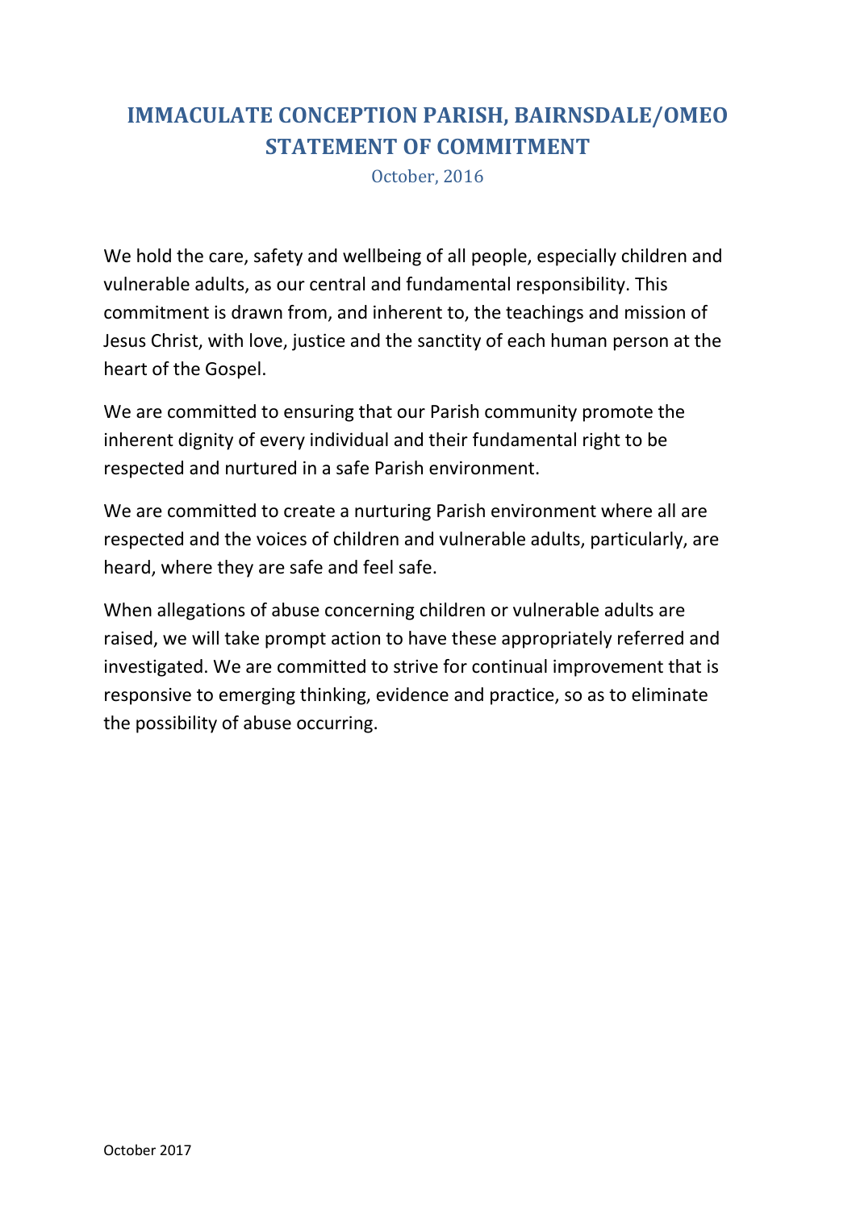# IMMACULATE CONCEPTION PARISH, BAIRNSDALE/OMEO STATEMENT OF COMMITMENT

October, 2016

We hold the care, safety and wellbeing of all people, especially children and vulnerable adults, as our central and fundamental responsibility. This commitment is drawn from, and inherent to, the teachings and mission of Jesus Christ, with love, justice and the sanctity of each human person at the heart of the Gospel.

We are committed to ensuring that our Parish community promote the inherent dignity of every individual and their fundamental right to be respected and nurtured in a safe Parish environment.

We are committed to create a nurturing Parish environment where all are respected and the voices of children and vulnerable adults, particularly, are heard, where they are safe and feel safe.

When allegations of abuse concerning children or vulnerable adults are raised, we will take prompt action to have these appropriately referred and investigated. We are committed to strive for continual improvement that is responsive to emerging thinking, evidence and practice, so as to eliminate the possibility of abuse occurring.